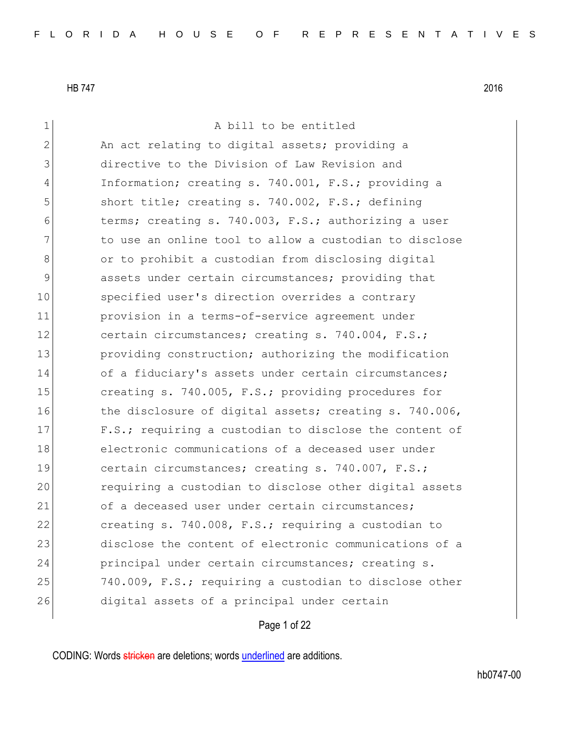HB 747 2016

A bill to be entitled

An act relating to digital assets; providing a directive to the Division of Law Revision and Information; creating s. 740.001, F.S.; providing a short title; creating s. 740.002, F.S.; defining terms; creating s. 740.003, F.S.; authorizing a user to use an online tool to allow a custodian to disclose or to prohibit a custodian from disclosing digital assets under certain circumstances; providing that specified user's direction overrides a contrary provision in a terms-of-service agreement under certain circumstances; creating s. 740.004, F.S.; providing construction; authorizing the modification of a fiduciary's assets under certain circumstances; creating s. 740.005, F.S.; providing procedures for the disclosure of digital assets; creating s. 740.006, F.S.; requiring a custodian to disclose the content of electronic communications of a deceased user under certain circumstances; creating s. 740.007, F.S.; requiring a custodian to disclose other digital assets of a deceased user under certain circumstances; creating s. 740.008, F.S.; requiring a custodian to disclose the content of electronic communications of a principal under certain circumstances; creating s. 740.009, F.S.; requiring a custodian to disclose other digital assets of a principal under certain

CODING: Words stricken are deletions; words underlined are additions.

hb0747-00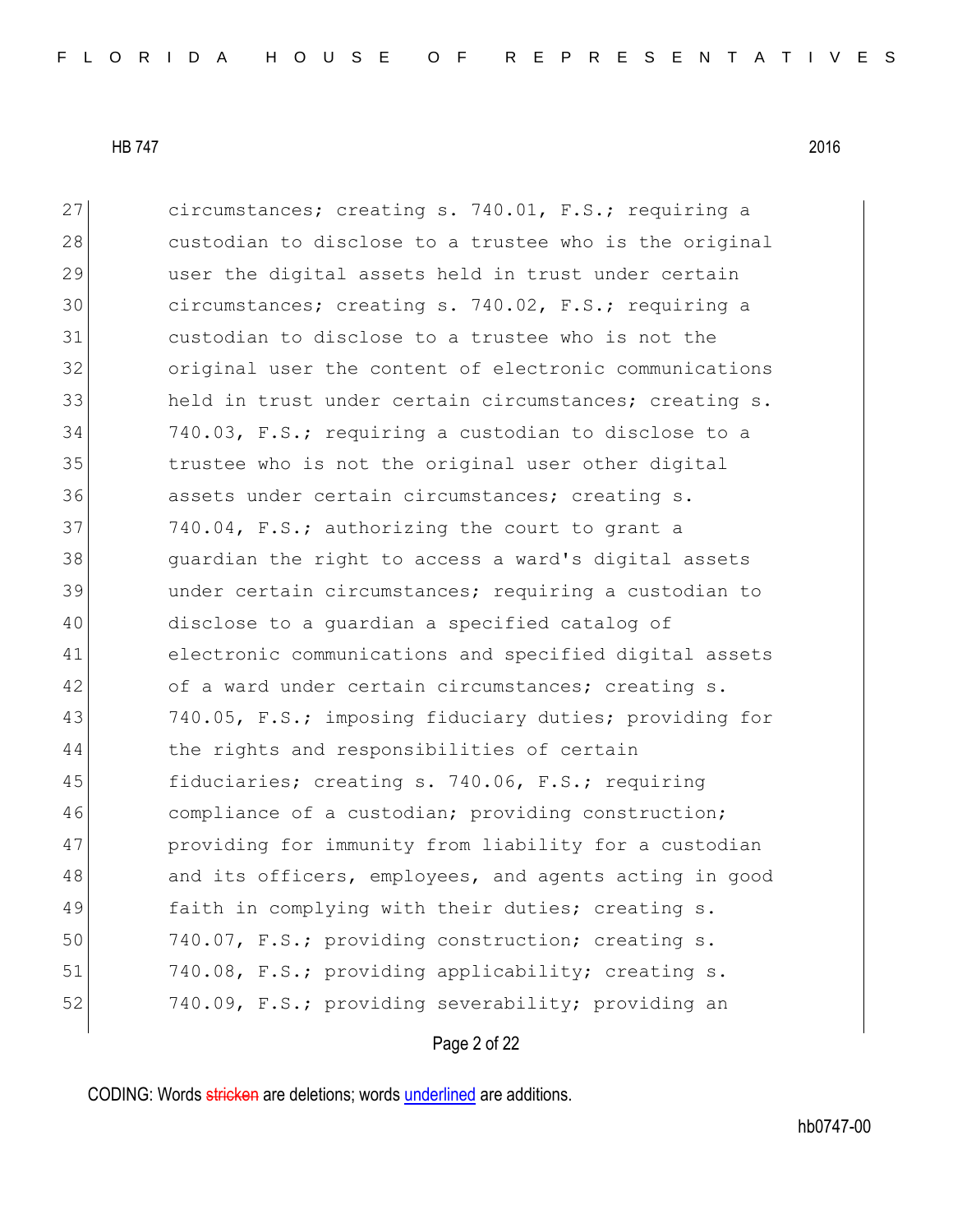circumstances; creating s. 740.01, F.S.; requiring a custodian to disclose to a trustee who is the original user the digital assets held in trust under certain circumstances; creating s. 740.02, F.S.; requiring a custodian to disclose to a trustee who is not the original user the content of electronic communications held in trust under certain circumstances; creating s. 740.03, F.S.; requiring a custodian to disclose to a trustee who is not the original user other digital assets under certain circumstances; creating s. 740.04, F.S.; authorizing the court to grant a guardian the right to access a ward's digital assets under certain circumstances; requiring a custodian to disclose to a guardian a specified catalog of electronic communications and specified digital assets of a ward under certain circumstances; creating s. 740.05, F.S.; imposing fiduciary duties; providing for the rights and responsibilities of certain fiduciaries; creating s. 740.06, F.S.; requiring compliance of a custodian; providing construction; providing for immunity from liability for a custodian and its officers, employees, and agents acting in good faith in complying with their duties; creating s. 740.07, F.S.; providing construction; creating s. 740.08, F.S.; providing applicability; creating s. 740.09, F.S.; providing severability; providing an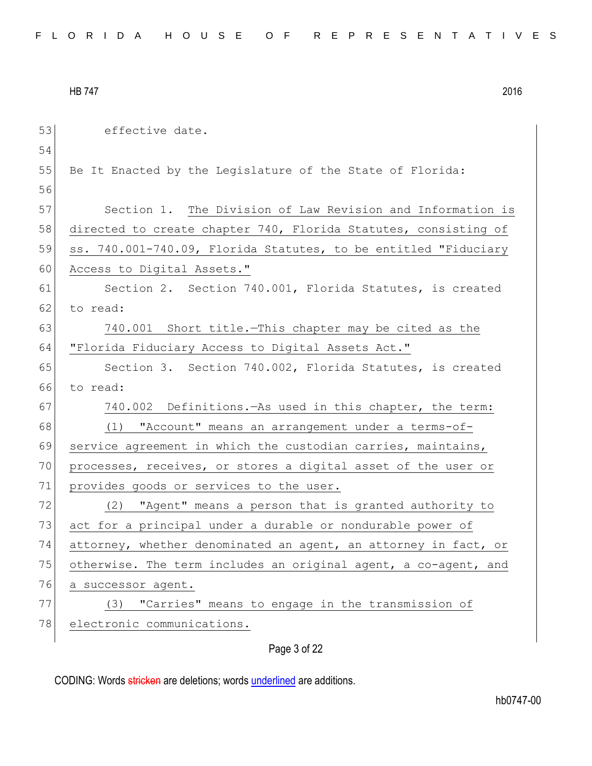effective date.

Be It Enacted by the Legislature of the State of Florida:

Section 1. The Division of Law Revision and Information is directed to create chapter 740, Florida Statutes, consisting of ss. 740.001-740.09, Florida Statutes, to be entitled "Fiduciary Access to Digital Assets."

Section 2. Section 740.001, Florida Statutes, is created to read:

740.001 Short title.—This chapter may be cited as the "Florida Fiduciary Access to Digital Assets Act."

Section 3. Section 740.002, Florida Statutes, is created to read:

740.002 Definitions.—As used in this chapter, the term:

(1) "Account" means an arrangement under a terms-of-service agreement in which the custodian carries, maintains, processes, receives, or stores a digital asset of the user or provides goods or services to the user.

(2) "Agent" means a person that is granted authority to act for a principal under a durable or nondurable power of attorney, whether denominated an agent, an attorney in fact, or otherwise. The term includes an original agent, a co-agent, and a successor agent.

(3) "Carries" means to engage in the transmission of electronic communications.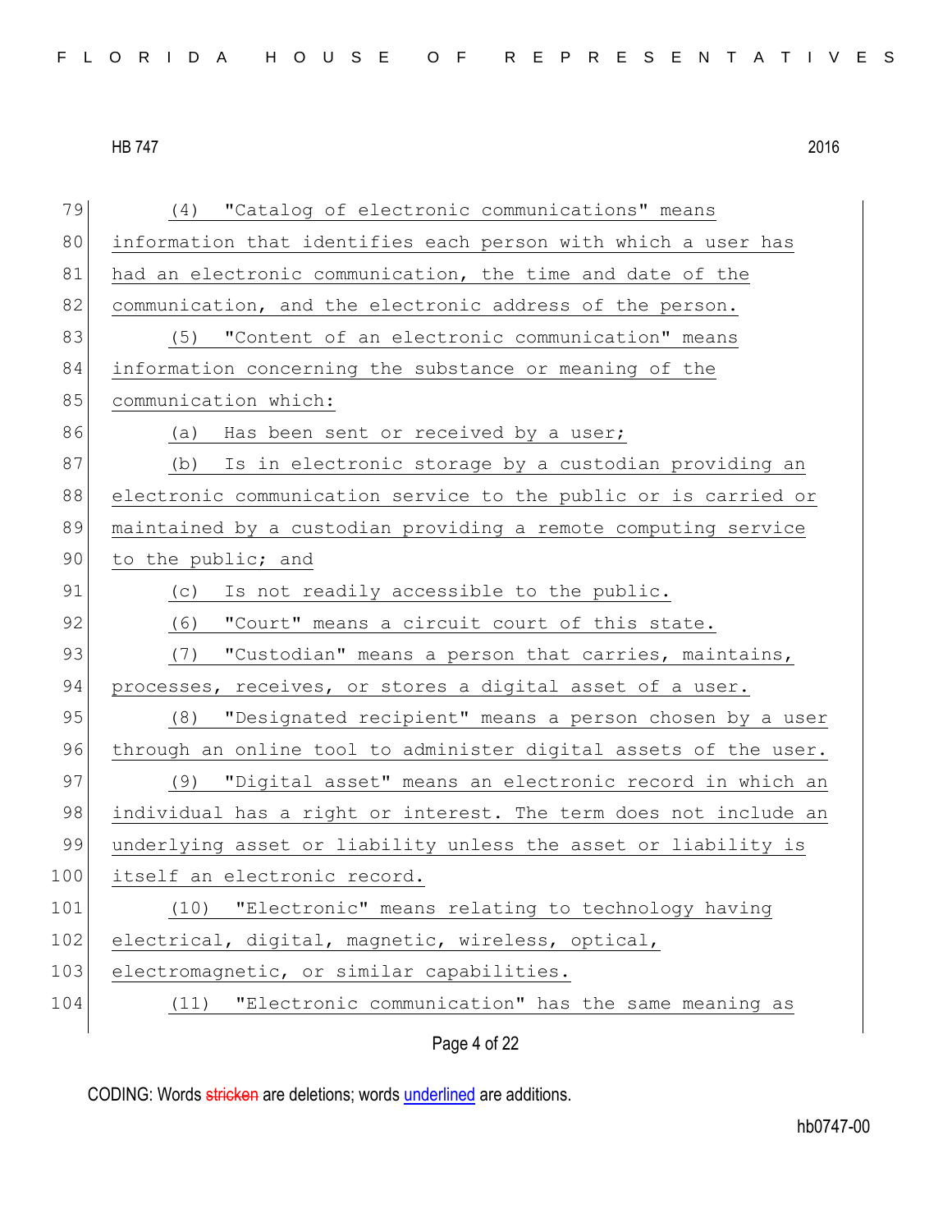(4) "Catalog of electronic communications" means information that identifies each person with which a user has had an electronic communication, the time and date of the communication, and the electronic address of the person.

(5) "Content of an electronic communication" means information concerning the substance or meaning of the communication which:

(a) Has been sent or received by a user;

(b) Is in electronic storage by a custodian providing an electronic communication service to the public or is carried or maintained by a custodian providing a remote computing service to the public; and

(c) Is not readily accessible to the public.

(6) "Court" means a circuit court of this state.

(7) "Custodian" means a person that carries, maintains, processes, receives, or stores a digital asset of a user.

(8) "Designated recipient" means a person chosen by a user through an online tool to administer digital assets of the user.

(9) "Digital asset" means an electronic record in which an individual has a right or interest. The term does not include an underlying asset or liability unless the asset or liability is itself an electronic record.

(10) "Electronic" means relating to technology having electrical, digital, magnetic, wireless, optical, electromagnetic, or similar capabilities.

(11) "Electronic communication" has the same meaning as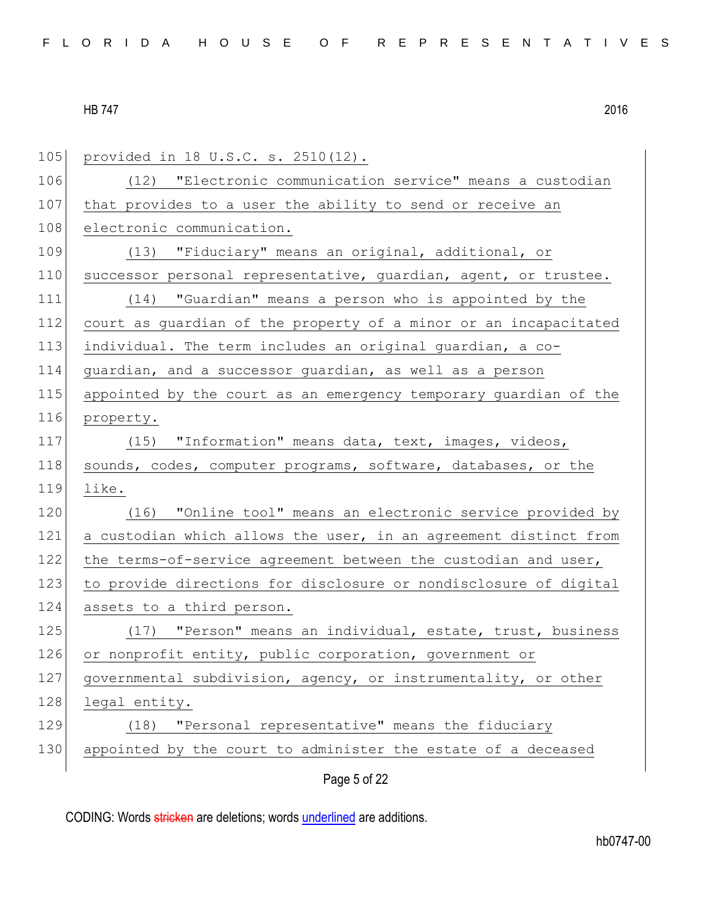provided in 18 U.S.C. s. 2510(12).

(12) "Electronic communication service" means a custodian that provides to a user the ability to send or receive an electronic communication.

(13) "Fiduciary" means an original, additional, or successor personal representative, guardian, agent, or trustee.

(14) "Guardian" means a person who is appointed by the court as guardian of the property of a minor or an incapacitated individual. The term includes an original guardian, a co-guardian, and a successor guardian, as well as a person appointed by the court as an emergency temporary guardian of the property.

(15) "Information" means data, text, images, videos, sounds, codes, computer programs, software, databases, or the like.

(16) "Online tool" means an electronic service provided by a custodian which allows the user, in an agreement distinct from the terms-of-service agreement between the custodian and user, to provide directions for disclosure or nondisclosure of digital assets to a third person.

(17) "Person" means an individual, estate, trust, business or nonprofit entity, public corporation, government or governmental subdivision, agency, or instrumentality, or other legal entity.

(18) "Personal representative" means the fiduciary appointed by the court to administer the estate of a deceased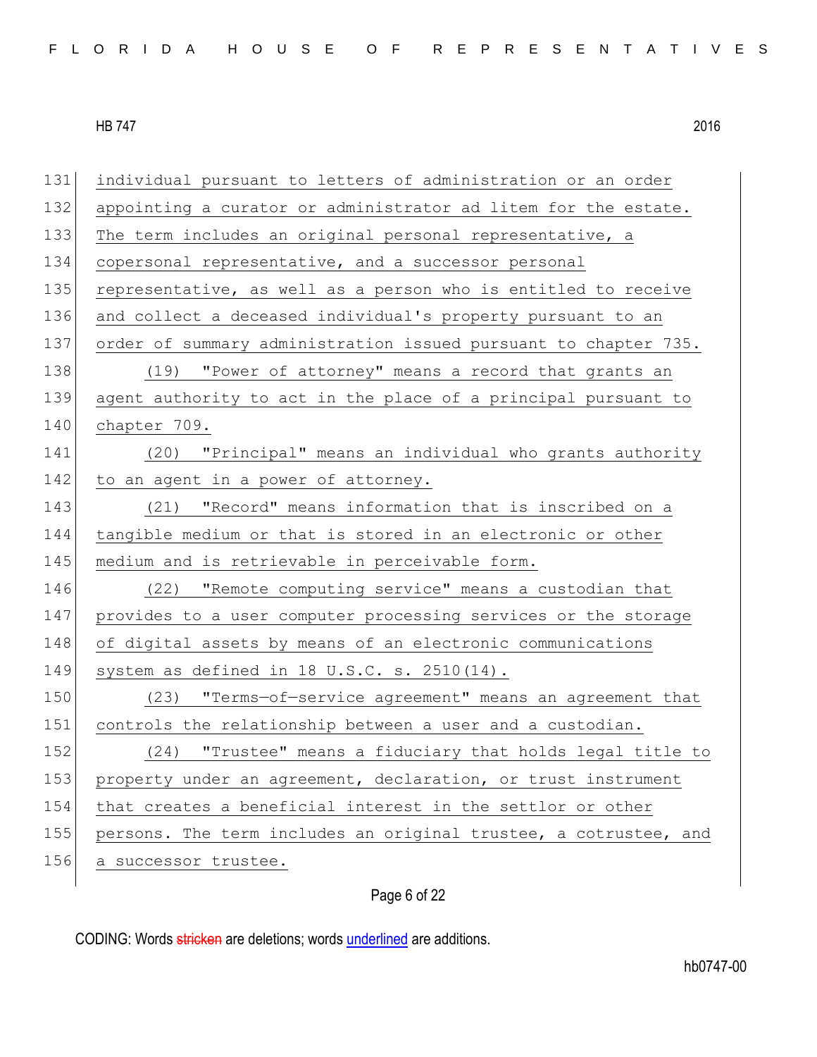individual pursuant to letters of administration or an order appointing a curator or administrator ad litem for the estate. The term includes an original personal representative, a copersonal representative, and a successor personal representative, as well as a person who is entitled to receive and collect a deceased individual's property pursuant to an order of summary administration issued pursuant to chapter 735.

(19) "Power of attorney" means a record that grants an agent authority to act in the place of a principal pursuant to chapter 709.

(20) "Principal" means an individual who grants authority to an agent in a power of attorney.

(21) "Record" means information that is inscribed on a tangible medium or that is stored in an electronic or other medium and is retrievable in perceivable form.

(22) "Remote computing service" means a custodian that provides to a user computer processing services or the storage of digital assets by means of an electronic communications system as defined in 18 U.S.C. s. 2510(14).

(23) "Terms—of—service agreement" means an agreement that controls the relationship between a user and a custodian.

(24) "Trustee" means a fiduciary that holds legal title to property under an agreement, declaration, or trust instrument that creates a beneficial interest in the settlor or other persons. The term includes an original trustee, a cotrustee, and a successor trustee.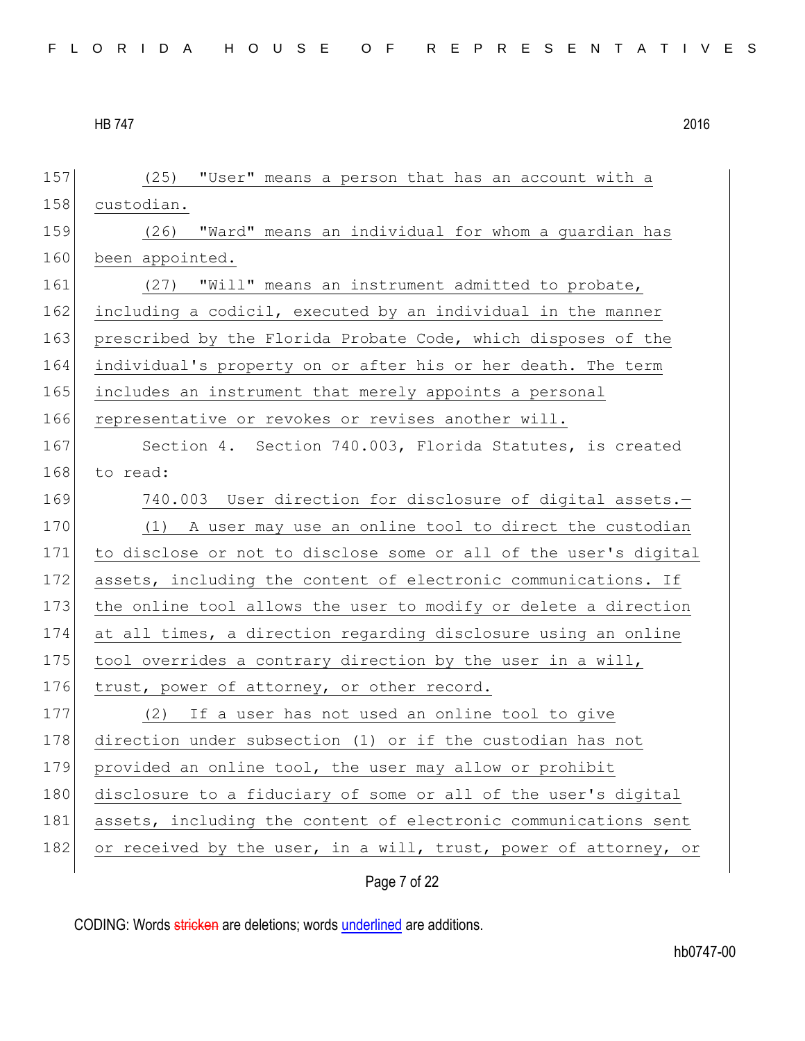(25) "User" means a person that has an account with a custodian.

(26) "Ward" means an individual for whom a guardian has been appointed.

(27) "Will" means an instrument admitted to probate, including a codicil, executed by an individual in the manner prescribed by the Florida Probate Code, which disposes of the individual's property on or after his or her death. The term includes an instrument that merely appoints a personal representative or revokes or revises another will.

Section 4. Section 740.003, Florida Statutes, is created to read:

740.003 User direction for disclosure of digital assets.—

(1) A user may use an online tool to direct the custodian to disclose or not to disclose some or all of the user's digital assets, including the content of electronic communications. If the online tool allows the user to modify or delete a direction at all times, a direction regarding disclosure using an online tool overrides a contrary direction by the user in a will, trust, power of attorney, or other record.

(2) If a user has not used an online tool to give direction under subsection (1) or if the custodian has not provided an online tool, the user may allow or prohibit disclosure to a fiduciary of some or all of the user's digital assets, including the content of electronic communications sent or received by the user, in a will, trust, power of attorney, or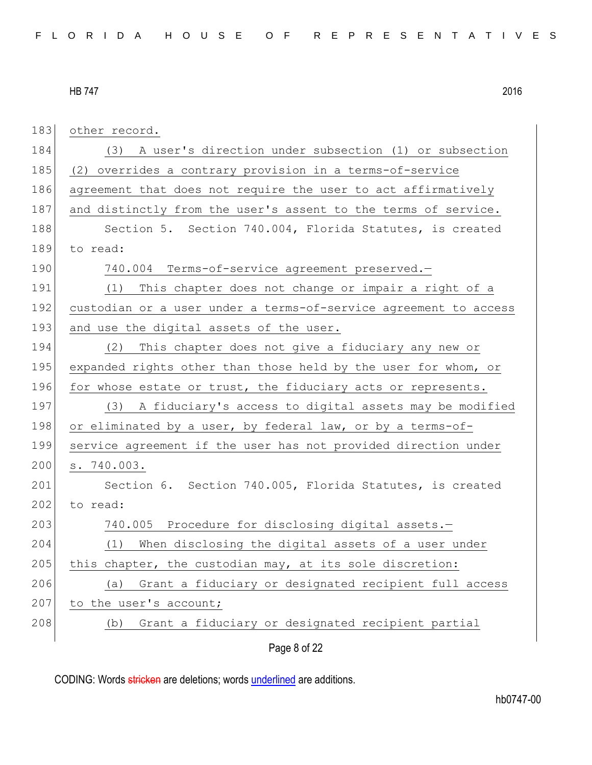other record.

(3) A user's direction under subsection (1) or subsection (2) overrides a contrary provision in a terms-of-service agreement that does not require the user to act affirmatively and distinctly from the user's assent to the terms of service.

Section 5. Section 740.004, Florida Statutes, is created to read:

740.004 Terms-of-service agreement preserved.—

(1) This chapter does not change or impair a right of a custodian or a user under a terms-of-service agreement to access and use the digital assets of the user.

(2) This chapter does not give a fiduciary any new or expanded rights other than those held by the user for whom, or for whose estate or trust, the fiduciary acts or represents.

(3) A fiduciary's access to digital assets may be modified or eliminated by a user, by federal law, or by a terms-of-service agreement if the user has not provided direction under s. 740.003.

Section 6. Section 740.005, Florida Statutes, is created to read:

740.005 Procedure for disclosing digital assets.—

(1) When disclosing the digital assets of a user under this chapter, the custodian may, at its sole discretion:

(a) Grant a fiduciary or designated recipient full access to the user's account;

(b) Grant a fiduciary or designated recipient partial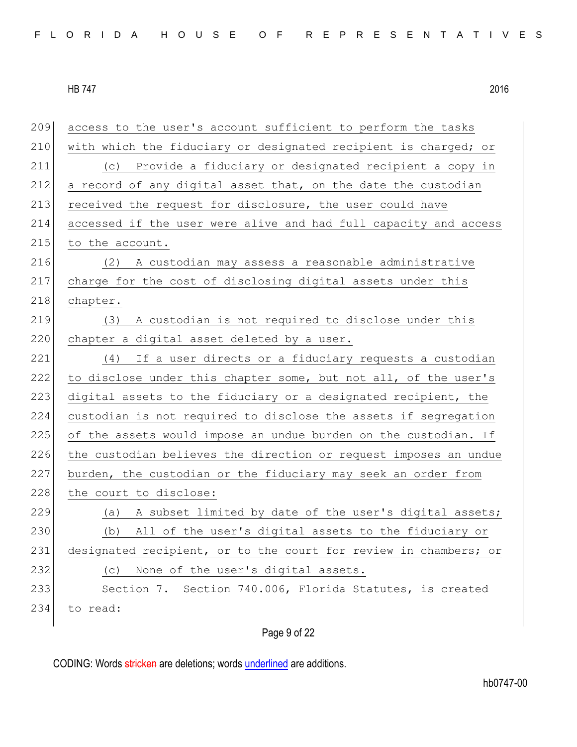access to the user's account sufficient to perform the tasks with which the fiduciary or designated recipient is charged; or

(c) Provide a fiduciary or designated recipient a copy in a record of any digital asset that, on the date the custodian received the request for disclosure, the user could have accessed if the user were alive and had full capacity and access to the account.

(2) A custodian may assess a reasonable administrative charge for the cost of disclosing digital assets under this chapter.

(3) A custodian is not required to disclose under this chapter a digital asset deleted by a user.

(4) If a user directs or a fiduciary requests a custodian to disclose under this chapter some, but not all, of the user's digital assets to the fiduciary or a designated recipient, the custodian is not required to disclose the assets if segregation of the assets would impose an undue burden on the custodian. If the custodian believes the direction or request imposes an undue burden, the custodian or the fiduciary may seek an order from the court to disclose:

(a) A subset limited by date of the user's digital assets;

(b) All of the user's digital assets to the fiduciary or designated recipient, or to the court for review in chambers; or

(c) None of the user's digital assets.

Section 7. Section 740.006, Florida Statutes, is created to read: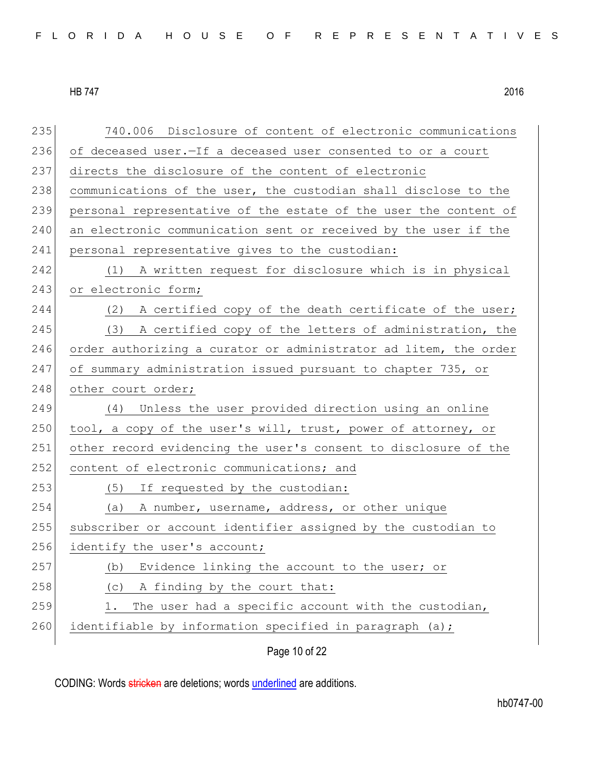740.006 Disclosure of content of electronic communications of deceased user.—If a deceased user consented to or a court directs the disclosure of the content of electronic communications of the user, the custodian shall disclose to the personal representative of the estate of the user the content of an electronic communication sent or received by the user if the personal representative gives to the custodian:

(1) A written request for disclosure which is in physical or electronic form;

(2) A certified copy of the death certificate of the user;

(3) A certified copy of the letters of administration, the order authorizing a curator or administrator ad litem, the order of summary administration issued pursuant to chapter 735, or other court order;

(4) Unless the user provided direction using an online tool, a copy of the user's will, trust, power of attorney, or other record evidencing the user's consent to disclosure of the content of electronic communications; and

(5) If requested by the custodian:

(a) A number, username, address, or other unique subscriber or account identifier assigned by the custodian to identify the user's account;

(b) Evidence linking the account to the user; or

(c) A finding by the court that:

1. The user had a specific account with the custodian, identifiable by information specified in paragraph (a);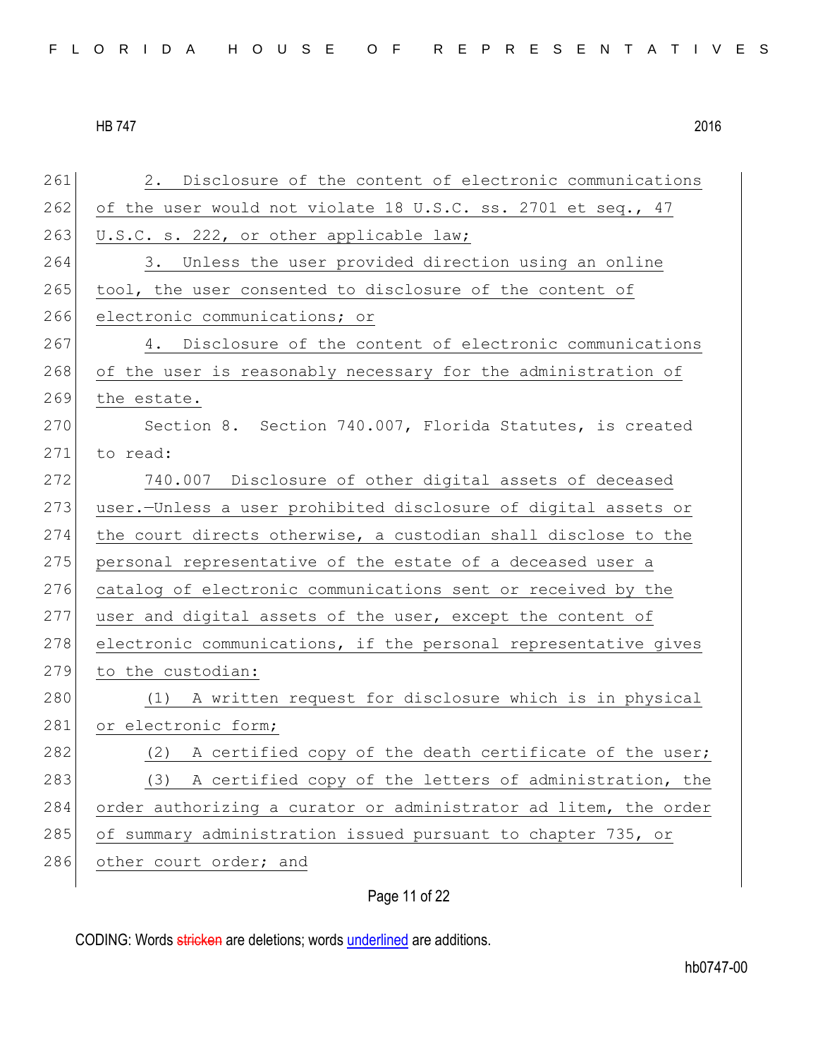2. Disclosure of the content of electronic communications of the user would not violate 18 U.S.C. ss. 2701 et seq., 47 U.S.C. s. 222, or other applicable law;

3. Unless the user provided direction using an online tool, the user consented to disclosure of the content of electronic communications; or

4. Disclosure of the content of electronic communications of the user is reasonably necessary for the administration of the estate.

Section 8. Section 740.007, Florida Statutes, is created to read:

740.007 Disclosure of other digital assets of deceased user.—Unless a user prohibited disclosure of digital assets or the court directs otherwise, a custodian shall disclose to the personal representative of the estate of a deceased user a catalog of electronic communications sent or received by the user and digital assets of the user, except the content of electronic communications, if the personal representative gives to the custodian:

(1) A written request for disclosure which is in physical or electronic form;

(2) A certified copy of the death certificate of the user;

(3) A certified copy of the letters of administration, the order authorizing a curator or administrator ad litem, the order of summary administration issued pursuant to chapter 735, or other court order; and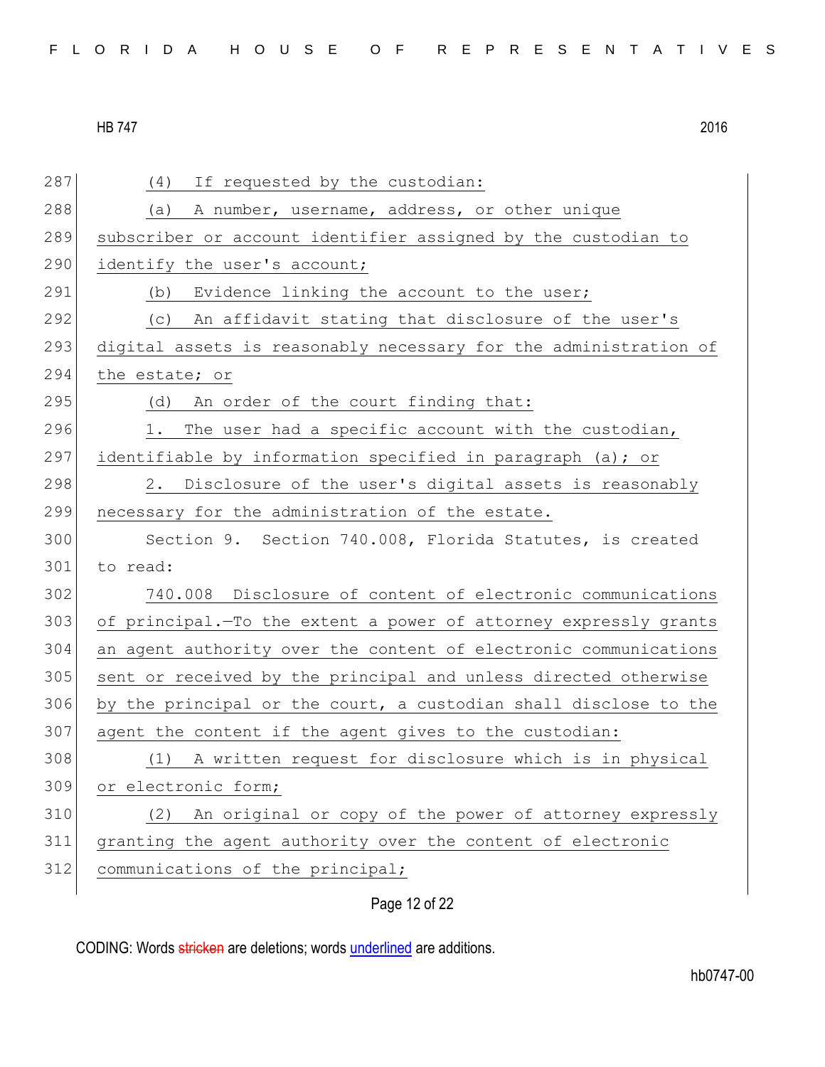(4) If requested by the custodian:

(a) A number, username, address, or other unique subscriber or account identifier assigned by the custodian to identify the user's account;

(b) Evidence linking the account to the user;

(c) An affidavit stating that disclosure of the user's digital assets is reasonably necessary for the administration of the estate; or

(d) An order of the court finding that:

1. The user had a specific account with the custodian, identifiable by information specified in paragraph (a); or

2. Disclosure of the user's digital assets is reasonably necessary for the administration of the estate.

Section 9. Section 740.008, Florida Statutes, is created to read:

740.008 Disclosure of content of electronic communications of principal.—To the extent a power of attorney expressly grants an agent authority over the content of electronic communications sent or received by the principal and unless directed otherwise by the principal or the court, a custodian shall disclose to the agent the content if the agent gives to the custodian:

(1) A written request for disclosure which is in physical or electronic form;

(2) An original or copy of the power of attorney expressly granting the agent authority over the content of electronic communications of the principal;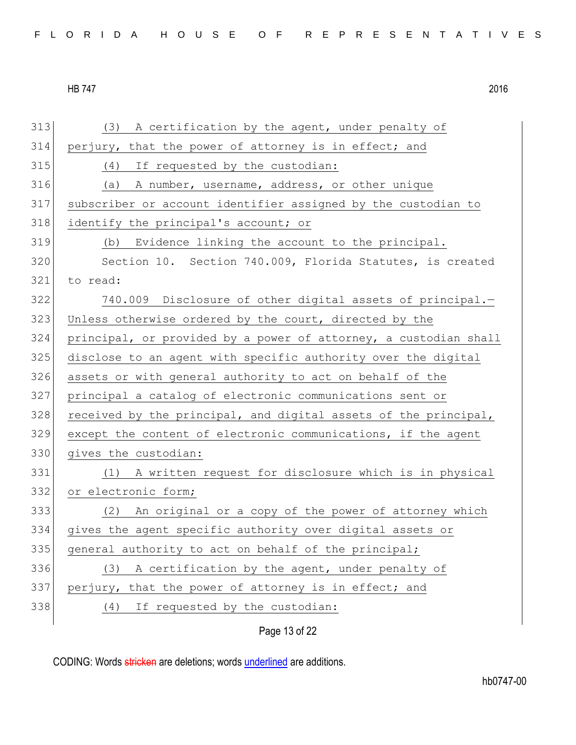(3) A certification by the agent, under penalty of perjury, that the power of attorney is in effect; and

(4) If requested by the custodian:

(a) A number, username, address, or other unique subscriber or account identifier assigned by the custodian to identify the principal's account; or

(b) Evidence linking the account to the principal.

Section 10. Section 740.009, Florida Statutes, is created to read:

740.009 Disclosure of other digital assets of principal.—Unless otherwise ordered by the court, directed by the principal, or provided by a power of attorney, a custodian shall disclose to an agent with specific authority over the digital assets or with general authority to act on behalf of the principal a catalog of electronic communications sent or received by the principal, and digital assets of the principal, except the content of electronic communications, if the agent gives the custodian:

(1) A written request for disclosure which is in physical or electronic form;

(2) An original or a copy of the power of attorney which gives the agent specific authority over digital assets or general authority to act on behalf of the principal;

(3) A certification by the agent, under penalty of perjury, that the power of attorney is in effect; and

(4) If requested by the custodian: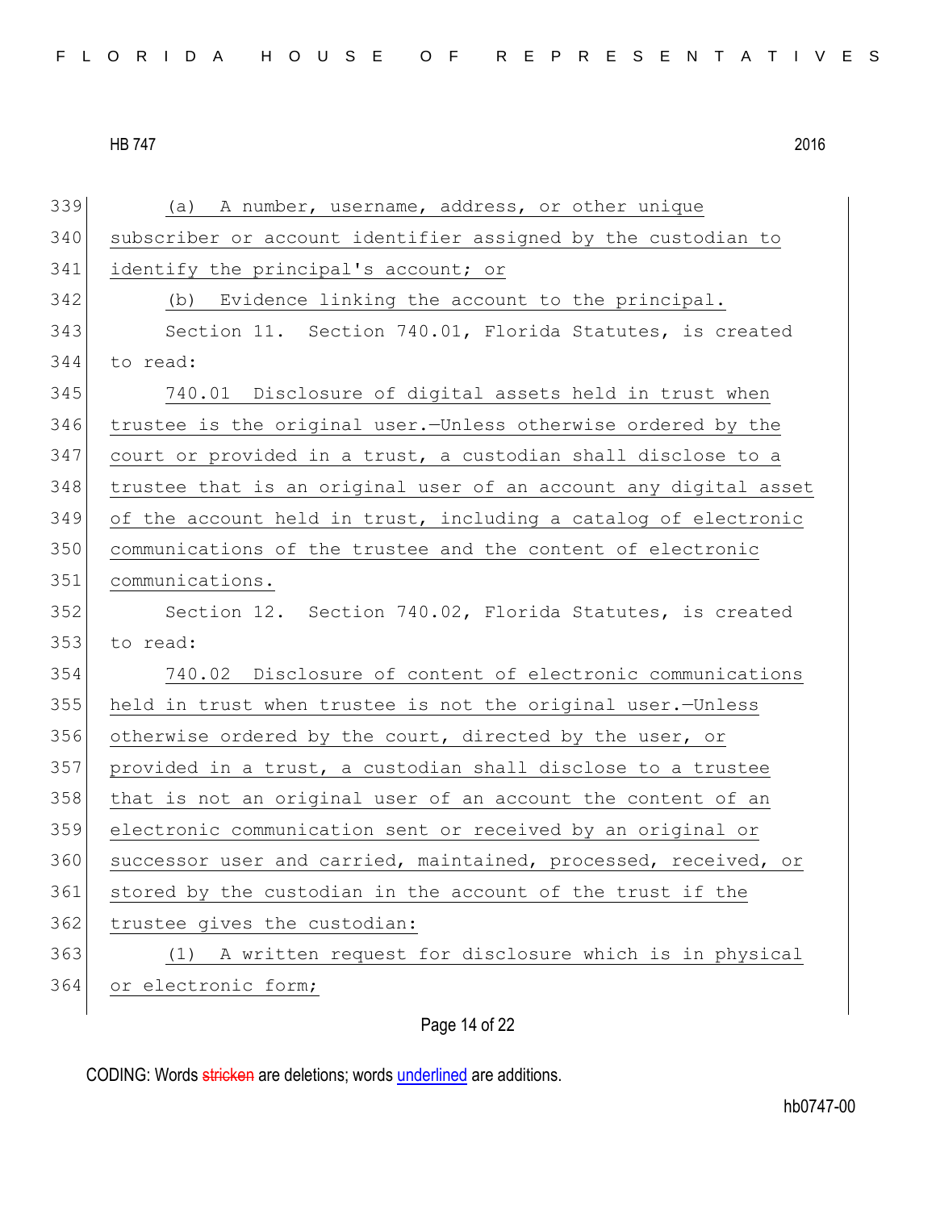(a) A number, username, address, or other unique subscriber or account identifier assigned by the custodian to identify the principal's account; or

(b) Evidence linking the account to the principal.

Section 11. Section 740.01, Florida Statutes, is created to read:

740.01 Disclosure of digital assets held in trust when trustee is the original user.—Unless otherwise ordered by the court or provided in a trust, a custodian shall disclose to a trustee that is an original user of an account any digital asset of the account held in trust, including a catalog of electronic communications of the trustee and the content of electronic communications.

Section 12. Section 740.02, Florida Statutes, is created to read:

740.02 Disclosure of content of electronic communications held in trust when trustee is not the original user.—Unless otherwise ordered by the court, directed by the user, or provided in a trust, a custodian shall disclose to a trustee that is not an original user of an account the content of an electronic communication sent or received by an original or successor user and carried, maintained, processed, received, or stored by the custodian in the account of the trust if the trustee gives the custodian:

(1) A written request for disclosure which is in physical or electronic form;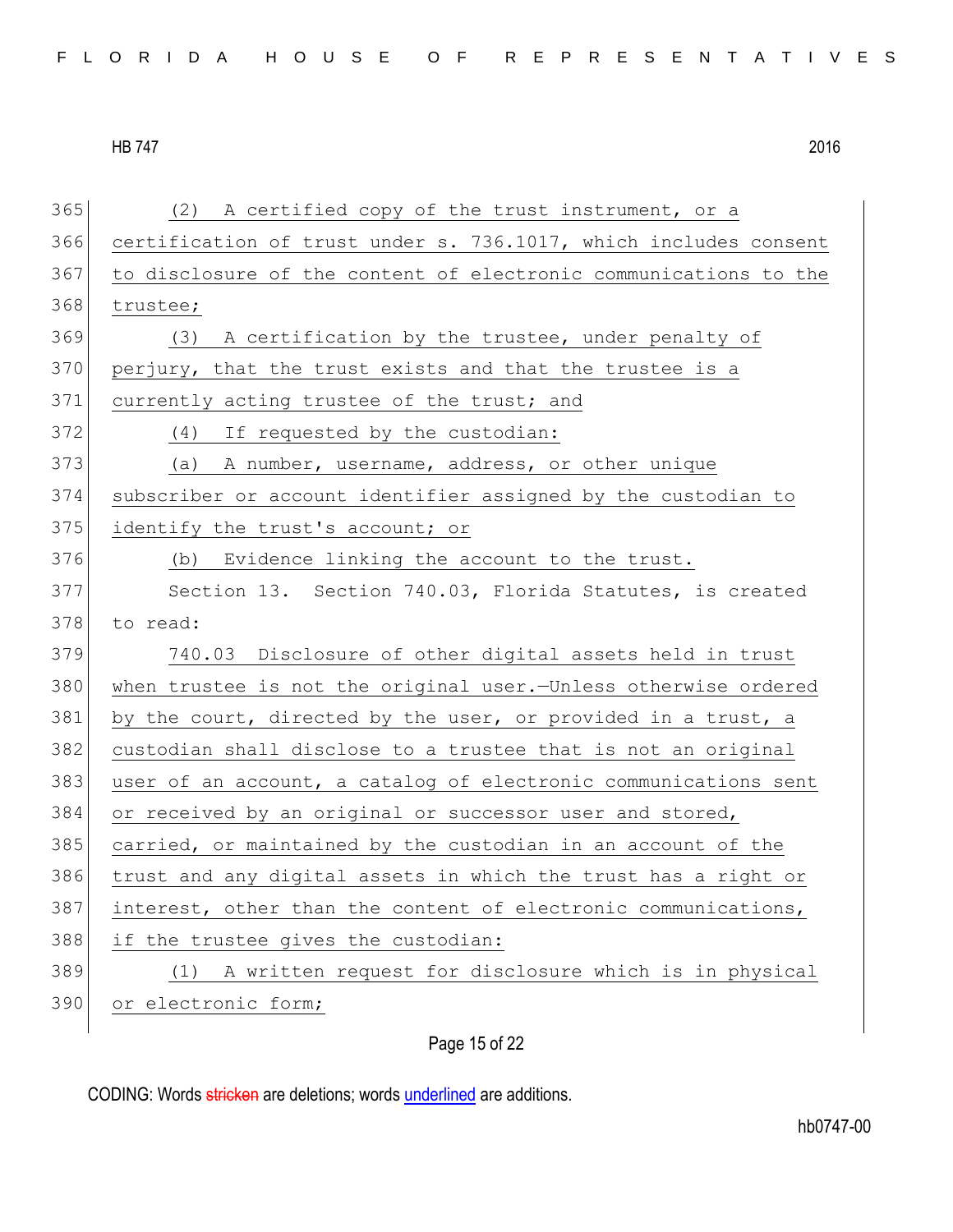(2) A certified copy of the trust instrument, or a certification of trust under s. 736.1017, which includes consent to disclosure of the content of electronic communications to the trustee;

(3) A certification by the trustee, under penalty of perjury, that the trust exists and that the trustee is a currently acting trustee of the trust; and

(4) If requested by the custodian:

(a) A number, username, address, or other unique subscriber or account identifier assigned by the custodian to identify the trust's account; or

(b) Evidence linking the account to the trust.

Section 13. Section 740.03, Florida Statutes, is created to read:

740.03 Disclosure of other digital assets held in trust when trustee is not the original user.—Unless otherwise ordered by the court, directed by the user, or provided in a trust, a custodian shall disclose to a trustee that is not an original user of an account, a catalog of electronic communications sent or received by an original or successor user and stored, carried, or maintained by the custodian in an account of the trust and any digital assets in which the trust has a right or interest, other than the content of electronic communications, if the trustee gives the custodian:

(1) A written request for disclosure which is in physical or electronic form;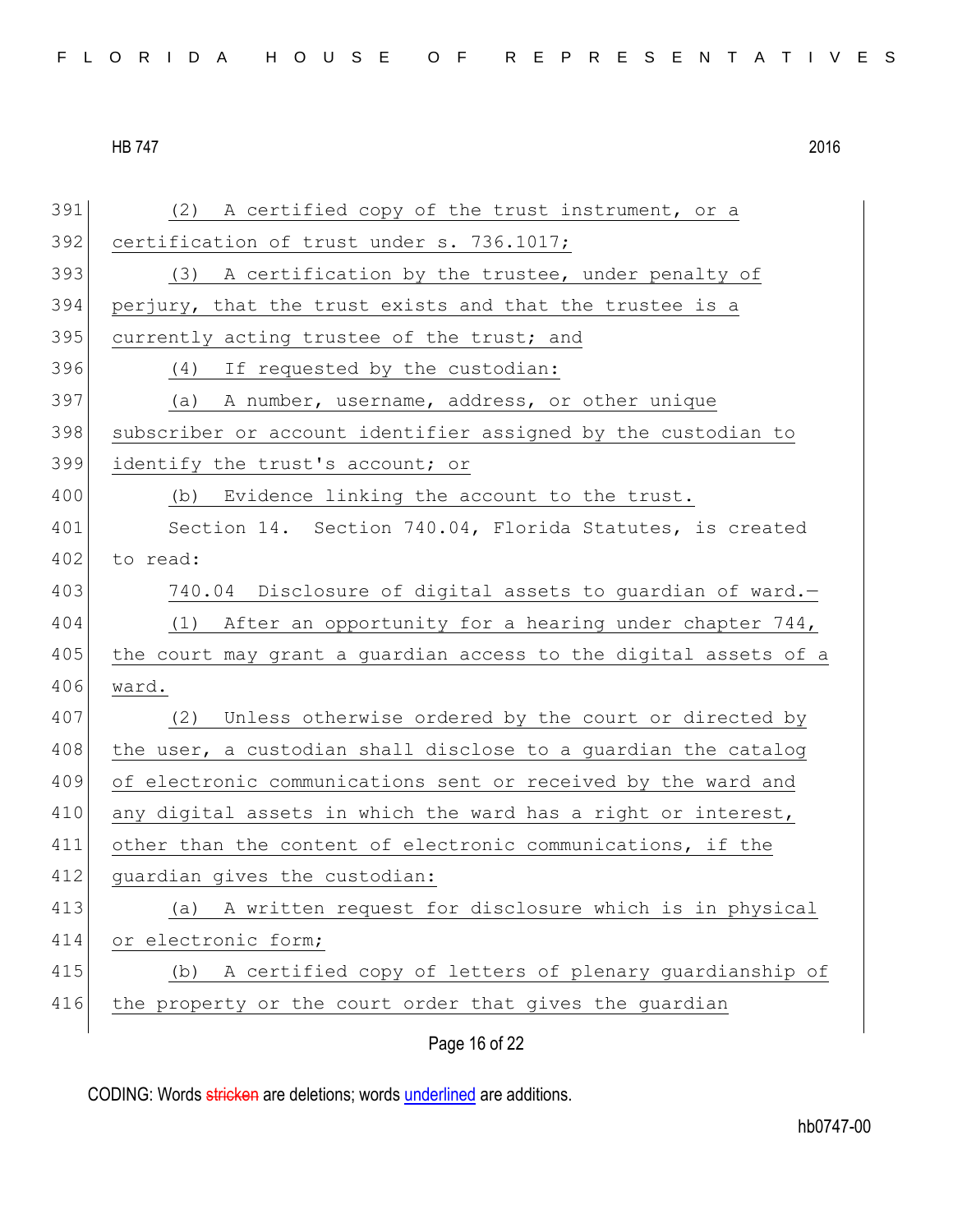(2) A certified copy of the trust instrument, or a certification of trust under s. 736.1017;

(3) A certification by the trustee, under penalty of perjury, that the trust exists and that the trustee is a currently acting trustee of the trust; and

(4) If requested by the custodian:

(a) A number, username, address, or other unique subscriber or account identifier assigned by the custodian to identify the trust's account; or

(b) Evidence linking the account to the trust.

Section 14. Section 740.04, Florida Statutes, is created to read:

740.04 Disclosure of digital assets to guardian of ward.—

(1) After an opportunity for a hearing under chapter 744, the court may grant a guardian access to the digital assets of a ward.

(2) Unless otherwise ordered by the court or directed by the user, a custodian shall disclose to a guardian the catalog of electronic communications sent or received by the ward and any digital assets in which the ward has a right or interest, other than the content of electronic communications, if the guardian gives the custodian:

(a) A written request for disclosure which is in physical or electronic form;

(b) A certified copy of letters of plenary guardianship of the property or the court order that gives the guardian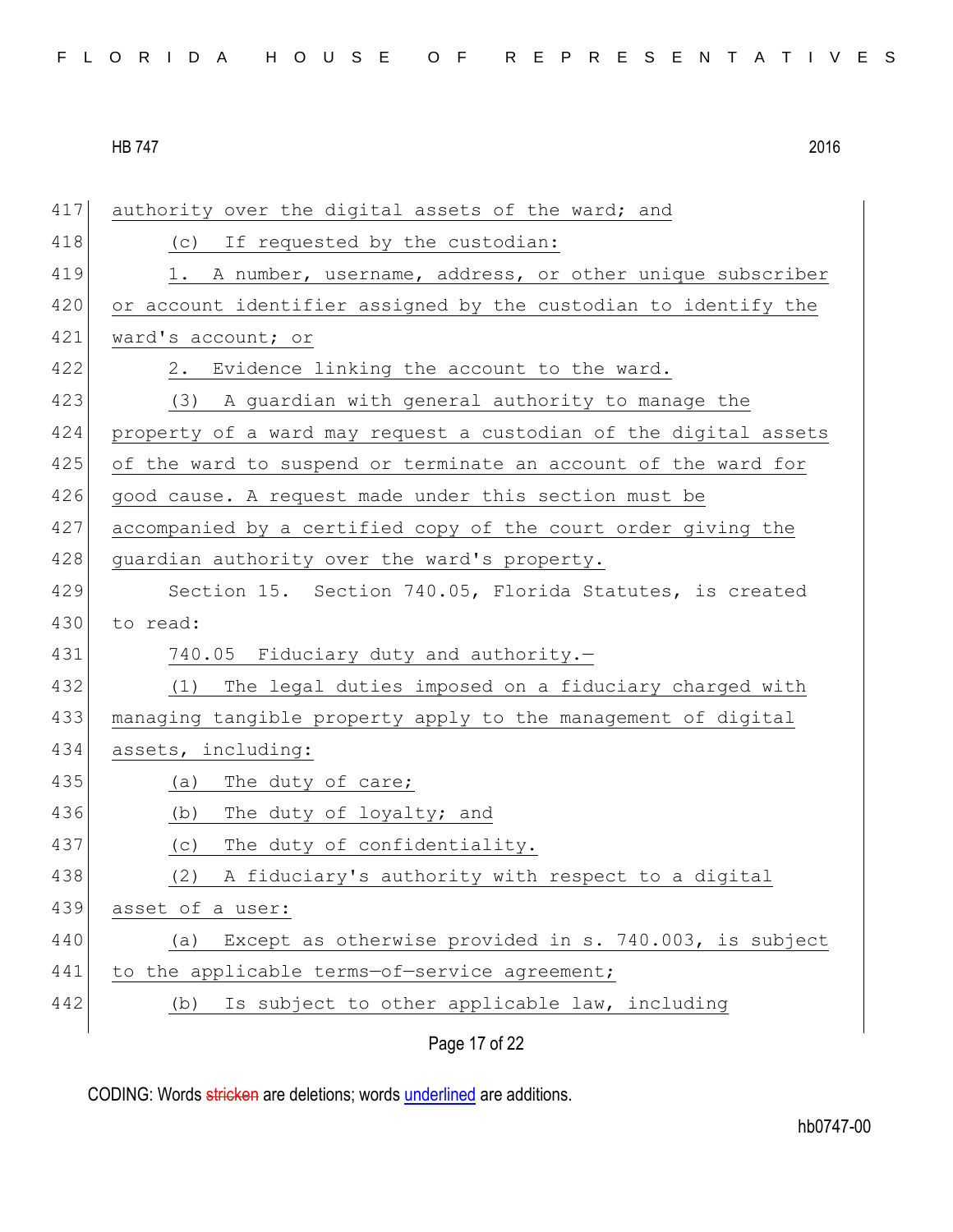authority over the digital assets of the ward; and

(c) If requested by the custodian:

1. A number, username, address, or other unique subscriber or account identifier assigned by the custodian to identify the ward's account; or

2. Evidence linking the account to the ward.

(3) A guardian with general authority to manage the property of a ward may request a custodian of the digital assets of the ward to suspend or terminate an account of the ward for good cause. A request made under this section must be accompanied by a certified copy of the court order giving the guardian authority over the ward's property.

Section 15. Section 740.05, Florida Statutes, is created to read:

740.05 Fiduciary duty and authority.—

(1) The legal duties imposed on a fiduciary charged with managing tangible property apply to the management of digital assets, including:

(a) The duty of care;

(b) The duty of loyalty; and

(c) The duty of confidentiality.

(2) A fiduciary's authority with respect to a digital asset of a user:

(a) Except as otherwise provided in s. 740.003, is subject to the applicable terms—of—service agreement;

(b) Is subject to other applicable law, including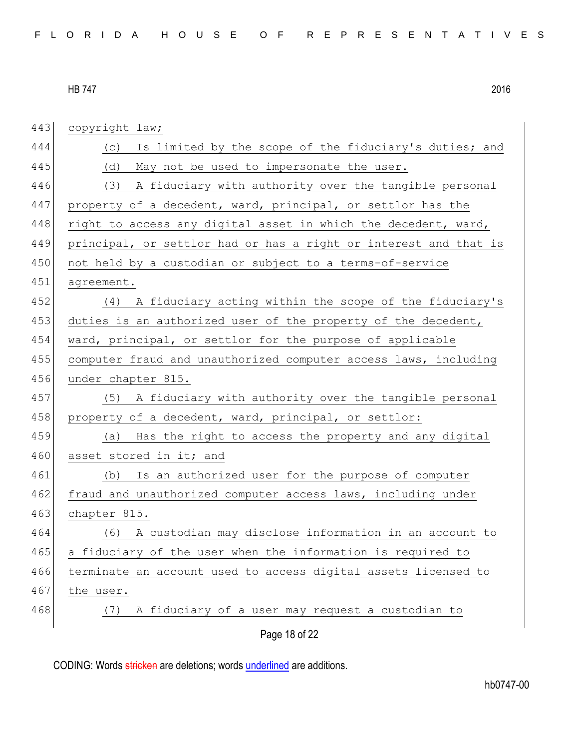copyright law;

(c) Is limited by the scope of the fiduciary's duties; and

(d) May not be used to impersonate the user.

(3) A fiduciary with authority over the tangible personal property of a decedent, ward, principal, or settlor has the right to access any digital asset in which the decedent, ward, principal, or settlor had or has a right or interest and that is not held by a custodian or subject to a terms-of-service agreement.

(4) A fiduciary acting within the scope of the fiduciary's duties is an authorized user of the property of the decedent, ward, principal, or settlor for the purpose of applicable computer fraud and unauthorized computer access laws, including under chapter 815.

(5) A fiduciary with authority over the tangible personal property of a decedent, ward, principal, or settlor:

(a) Has the right to access the property and any digital asset stored in it; and

(b) Is an authorized user for the purpose of computer fraud and unauthorized computer access laws, including under chapter 815.

(6) A custodian may disclose information in an account to a fiduciary of the user when the information is required to terminate an account used to access digital assets licensed to the user.

(7) A fiduciary of a user may request a custodian to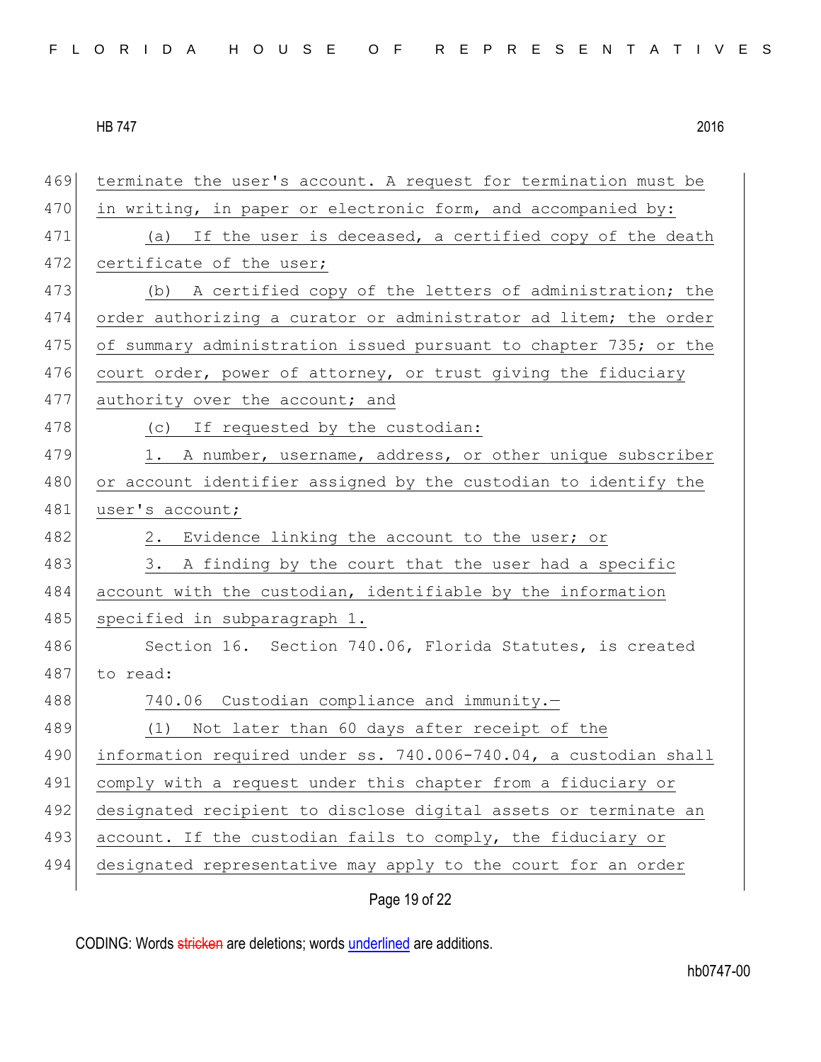terminate the user's account. A request for termination must be in writing, in paper or electronic form, and accompanied by:

(a) If the user is deceased, a certified copy of the death certificate of the user;

(b) A certified copy of the letters of administration; the order authorizing a curator or administrator ad litem; the order of summary administration issued pursuant to chapter 735; or the court order, power of attorney, or trust giving the fiduciary authority over the account; and

(c) If requested by the custodian:

1. A number, username, address, or other unique subscriber or account identifier assigned by the custodian to identify the user's account;

2. Evidence linking the account to the user; or

3. A finding by the court that the user had a specific account with the custodian, identifiable by the information specified in subparagraph 1.

Section 16. Section 740.06, Florida Statutes, is created to read:

740.06 Custodian compliance and immunity.—

(1) Not later than 60 days after receipt of the information required under ss. 740.006-740.04, a custodian shall comply with a request under this chapter from a fiduciary or designated recipient to disclose digital assets or terminate an account. If the custodian fails to comply, the fiduciary or designated representative may apply to the court for an order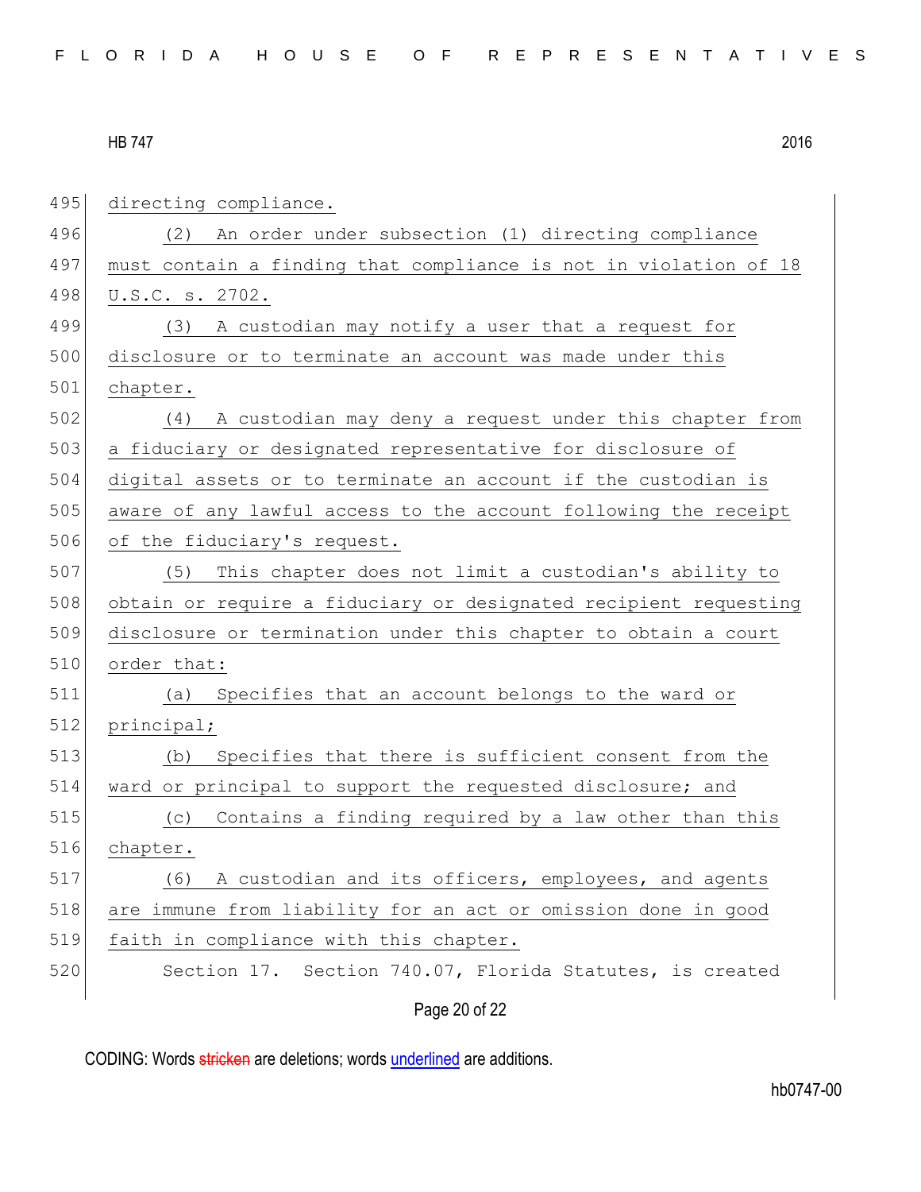directing compliance.

(2) An order under subsection (1) directing compliance must contain a finding that compliance is not in violation of 18 U.S.C. s. 2702.

(3) A custodian may notify a user that a request for disclosure or to terminate an account was made under this chapter.

(4) A custodian may deny a request under this chapter from a fiduciary or designated representative for disclosure of digital assets or to terminate an account if the custodian is aware of any lawful access to the account following the receipt of the fiduciary's request.

(5) This chapter does not limit a custodian's ability to obtain or require a fiduciary or designated recipient requesting disclosure or termination under this chapter to obtain a court order that:

(a) Specifies that an account belongs to the ward or principal;

(b) Specifies that there is sufficient consent from the ward or principal to support the requested disclosure; and

(c) Contains a finding required by a law other than this chapter.

(6) A custodian and its officers, employees, and agents are immune from liability for an act or omission done in good faith in compliance with this chapter.

Section 17. Section 740.07, Florida Statutes, is created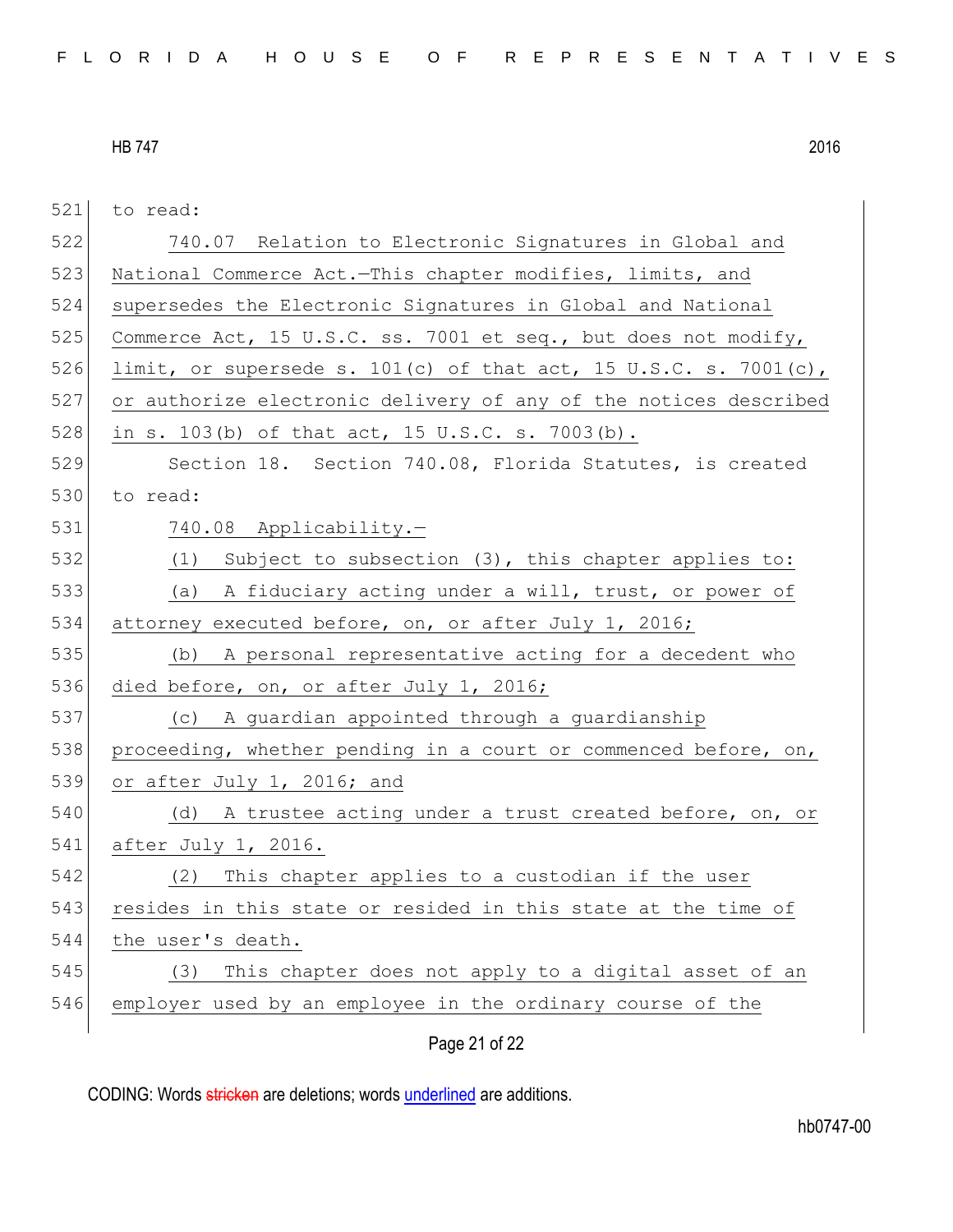to read:

740.07 Relation to Electronic Signatures in Global and National Commerce Act.—This chapter modifies, limits, and supersedes the Electronic Signatures in Global and National Commerce Act, 15 U.S.C. ss. 7001 et seq., but does not modify, limit, or supersede s. 101(c) of that act, 15 U.S.C. s. 7001(c), or authorize electronic delivery of any of the notices described in s. 103(b) of that act, 15 U.S.C. s. 7003(b).

Section 18. Section 740.08, Florida Statutes, is created to read:

740.08 Applicability.—

(1) Subject to subsection (3), this chapter applies to:

(a) A fiduciary acting under a will, trust, or power of attorney executed before, on, or after July 1, 2016;

(b) A personal representative acting for a decedent who died before, on, or after July 1, 2016;

(c) A guardian appointed through a guardianship proceeding, whether pending in a court or commenced before, on, or after July 1, 2016; and

(d) A trustee acting under a trust created before, on, or after July 1, 2016.

(2) This chapter applies to a custodian if the user resides in this state or resided in this state at the time of the user's death.

(3) This chapter does not apply to a digital asset of an employer used by an employee in the ordinary course of the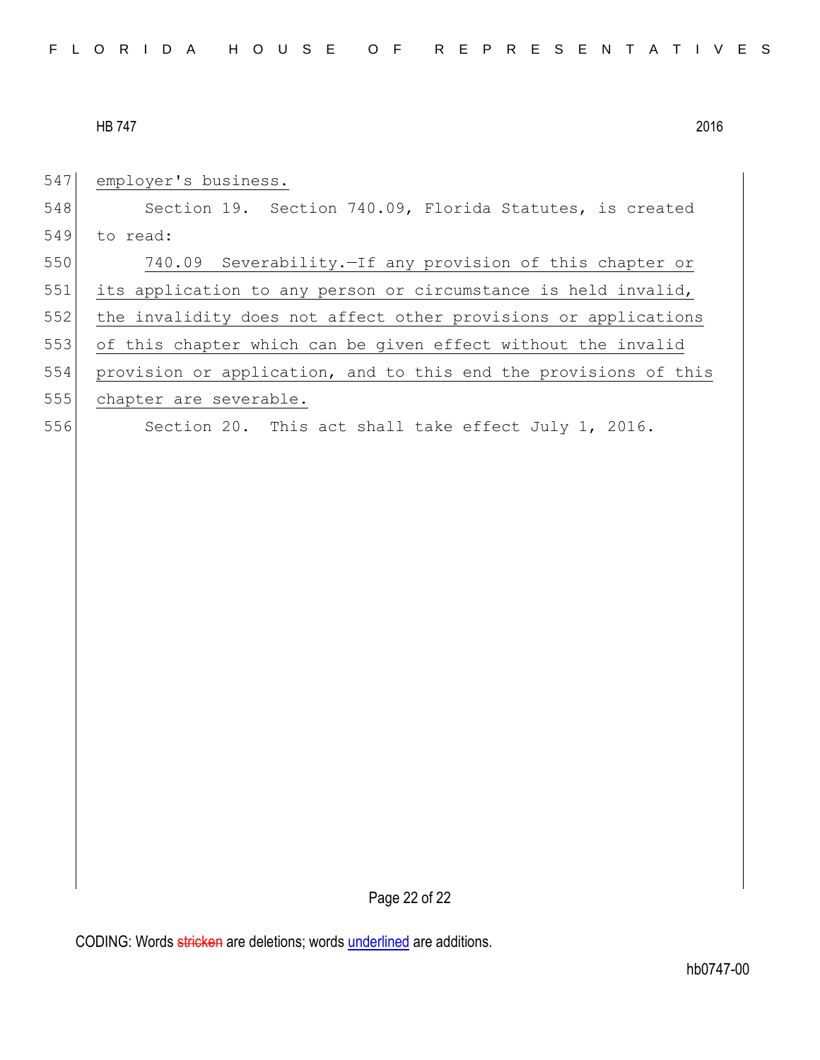employer's business.

Section 19. Section 740.09, Florida Statutes, is created to read:

740.09 Severability.—If any provision of this chapter or its application to any person or circumstance is held invalid, the invalidity does not affect other provisions or applications of this chapter which can be given effect without the invalid provision or application, and to this end the provisions of this chapter are severable.

Section 20. This act shall take effect July 1, 2016.